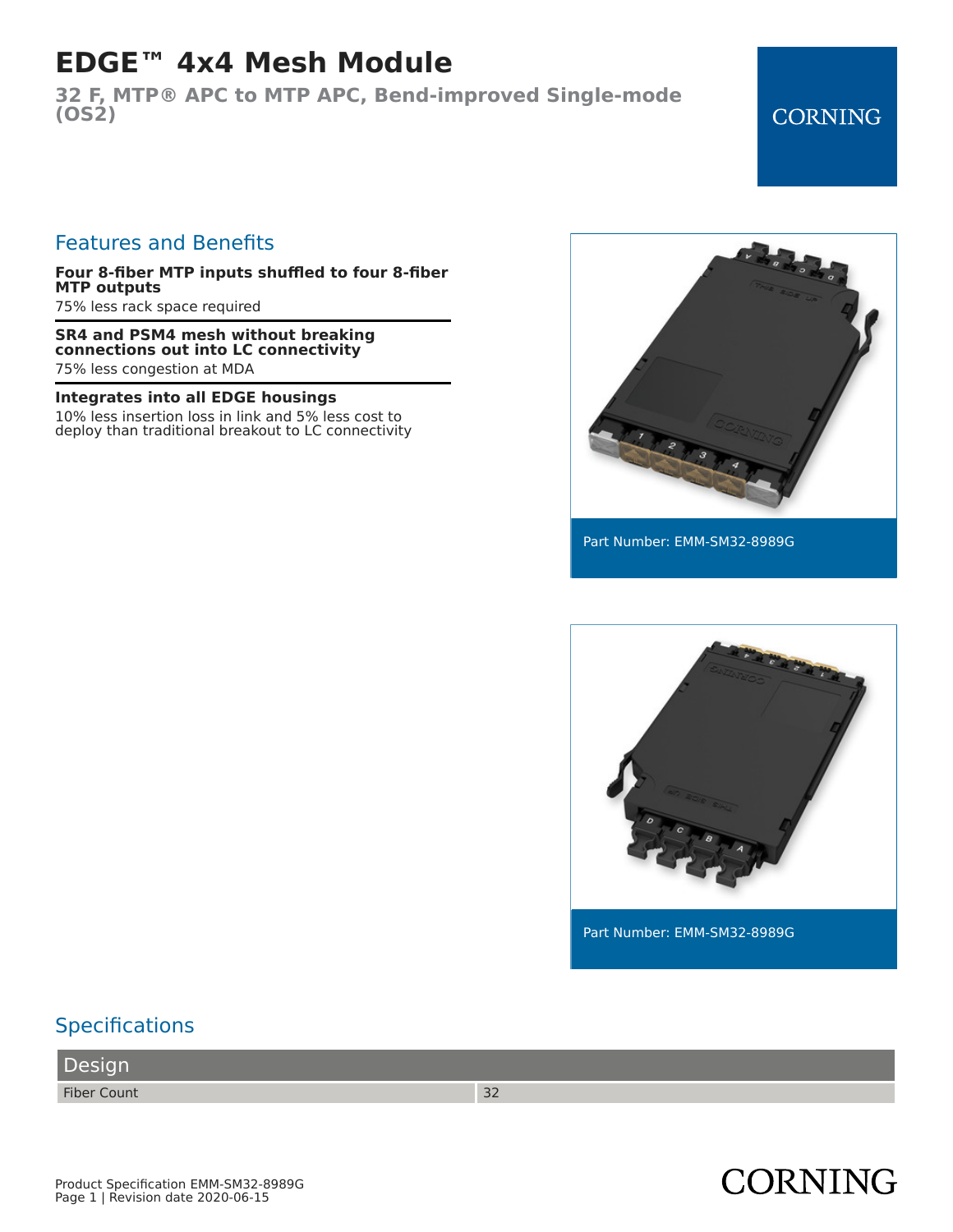# EDGE™ 4x4 Mesh Module

**32 F, MTP® APC to MTP APC, Bend-improved Single-mode (OS2)**

CORNING

## Features and Benefits

**Four 8-fiber MTP inputs shuffled to four 8-fiber MTP outputs**
75% less rack space required

**SR4 and PSM4 mesh without breaking connections out into LC connectivity**
75% less congestion at MDA

**Integrates into all EDGE housings**
10% less insertion loss in link and 5% less cost to deploy than traditional breakout to LC connectivity

Part Number: EMM-SM32-8989G

Part Number: EMM-SM32-8989G

## Specifications

| Design | |
|---|---|
| Fiber Count | 32 |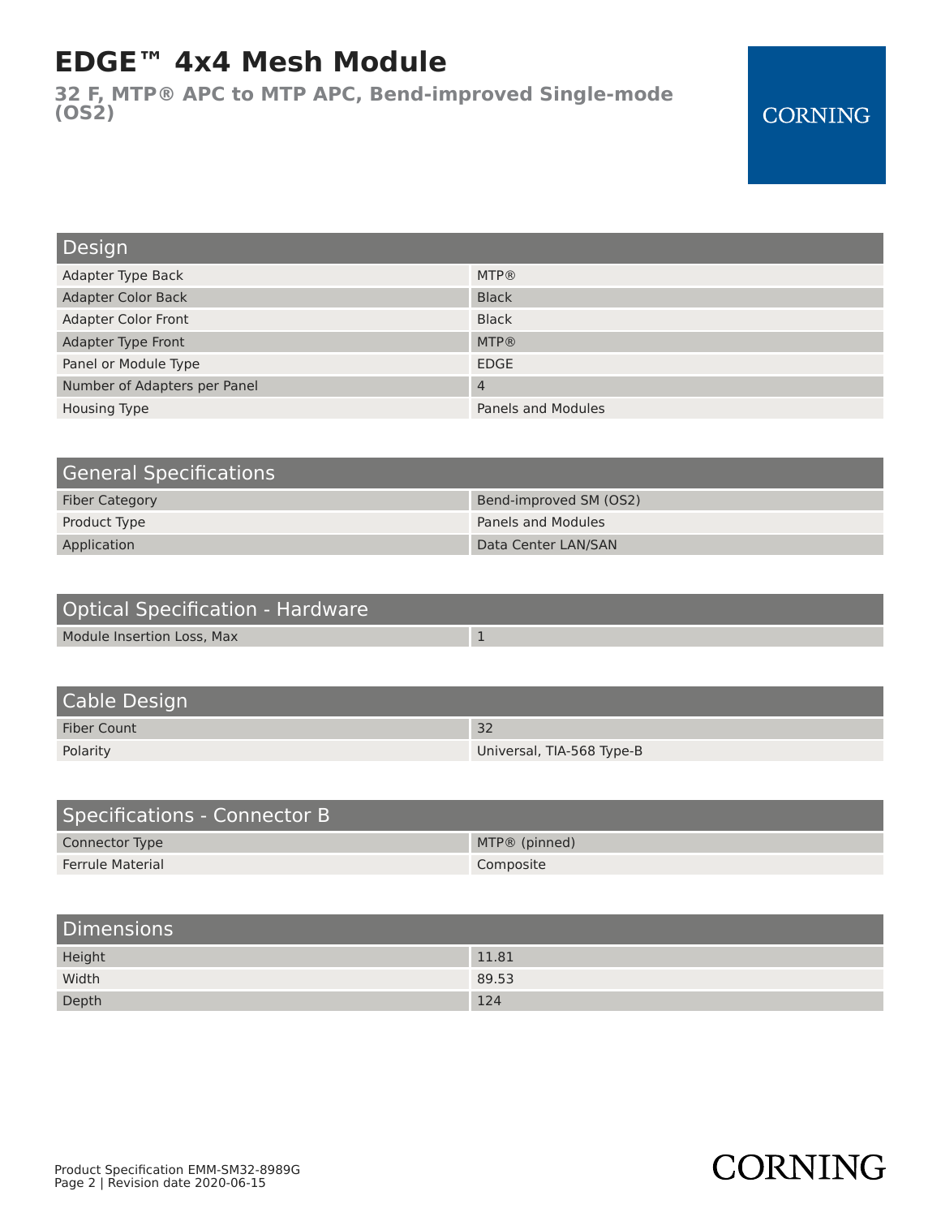# EDGE™ 4x4 Mesh Module

**32 F, MTP® APC to MTP APC, Bend-improved Single-mode (OS2)**

CORNING

## Design

| | |
|---|---|
| Adapter Type Back | MTP® |
| Adapter Color Back | Black |
| Adapter Color Front | Black |
| Adapter Type Front | MTP® |
| Panel or Module Type | EDGE |
| Number of Adapters per Panel | 4 |
| Housing Type | Panels and Modules |

## General Specifications

| | |
|---|---|
| Fiber Category | Bend-improved SM (OS2) |
| Product Type | Panels and Modules |
| Application | Data Center LAN/SAN |

## Optical Specification - Hardware

| | |
|---|---|
| Module Insertion Loss, Max | 1 |

## Cable Design

| | |
|---|---|
| Fiber Count | 32 |
| Polarity | Universal, TIA-568 Type-B |

## Specifications - Connector B

| | |
|---|---|
| Connector Type | MTP® (pinned) |
| Ferrule Material | Composite |

## Dimensions

| | |
|---|---|
| Height | 11.81 |
| Width | 89.53 |
| Depth | 124 |

Product Specification EMM-SM32-8989G
Revision date 2020-06-15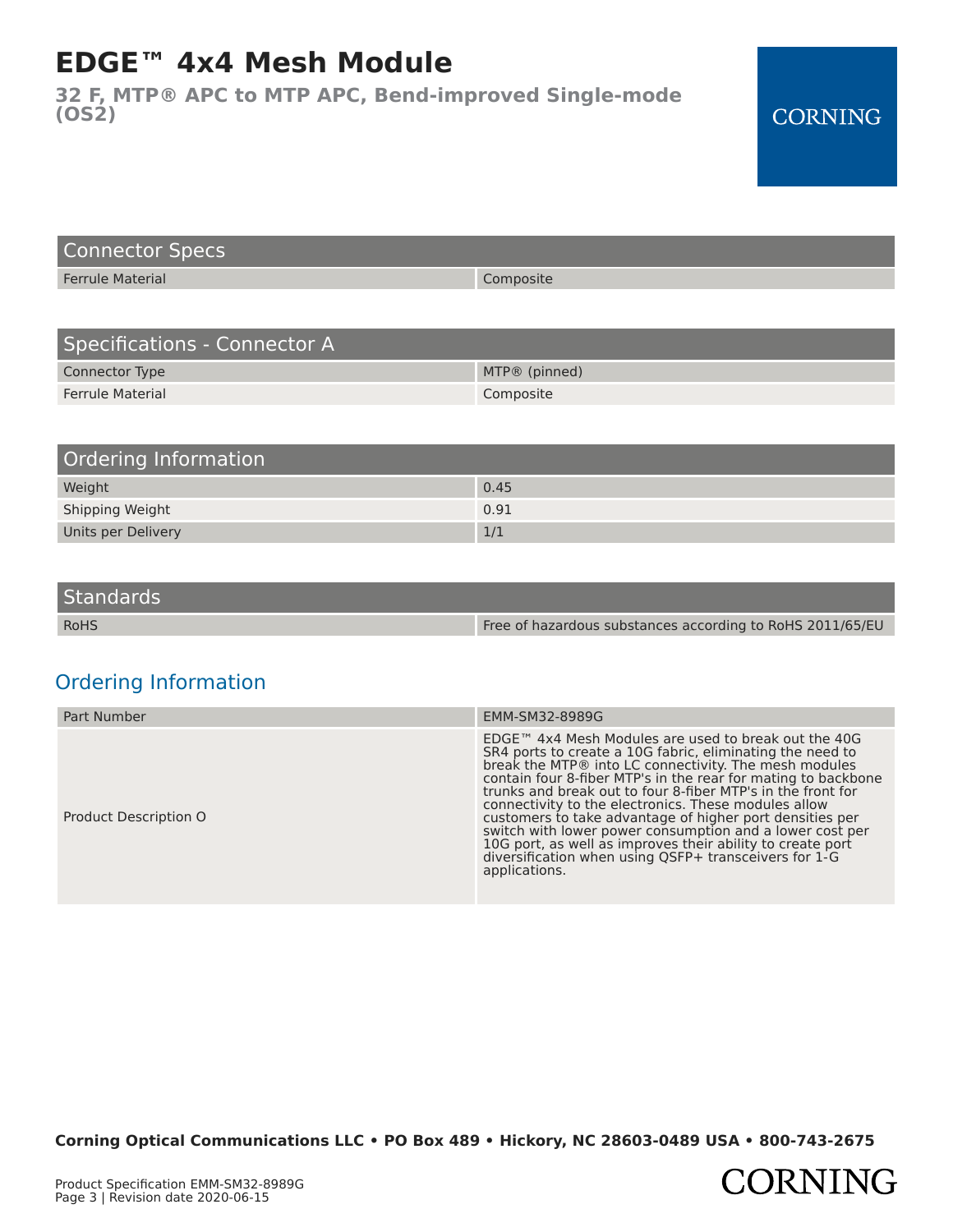# EDGE™ 4x4 Mesh Module

**32 F, MTP® APC to MTP APC, Bend-improved Single-mode (OS2)**

CORNING

| Connector Specs | |
|---|---|
| Ferrule Material | Composite |

| Specifications - Connector A | |
|---|---|
| Connector Type | MTP® (pinned) |
| Ferrule Material | Composite |

| Ordering Information | |
|---|---|
| Weight | 0.45 |
| Shipping Weight | 0.91 |
| Units per Delivery | 1/1 |

| Standards | |
|---|---|
| RoHS | Free of hazardous substances according to RoHS 2011/65/EU |

## Ordering Information

| | |
|---|---|
| Part Number | EMM-SM32-8989G |
| Product Description O | EDGE™ 4x4 Mesh Modules are used to break out the 40G SR4 ports to create a 10G fabric, eliminating the need to break the MTP® into LC connectivity. The mesh modules contain four 8-fiber MTP's in the rear for mating to backbone trunks and break out to four 8-fiber MTP's in the front for connectivity to the electronics. These modules allow customers to take advantage of higher port densities per switch with lower power consumption and a lower cost per 10G port, as well as improves their ability to create port diversification when using QSFP+ transceivers for 1-G applications. |

**Corning Optical Communications LLC • PO Box 489 • Hickory, NC 28603-0489 USA • 800-743-2675**

Product Specification EMM-SM32-8989G
Revision date 2020-06-15